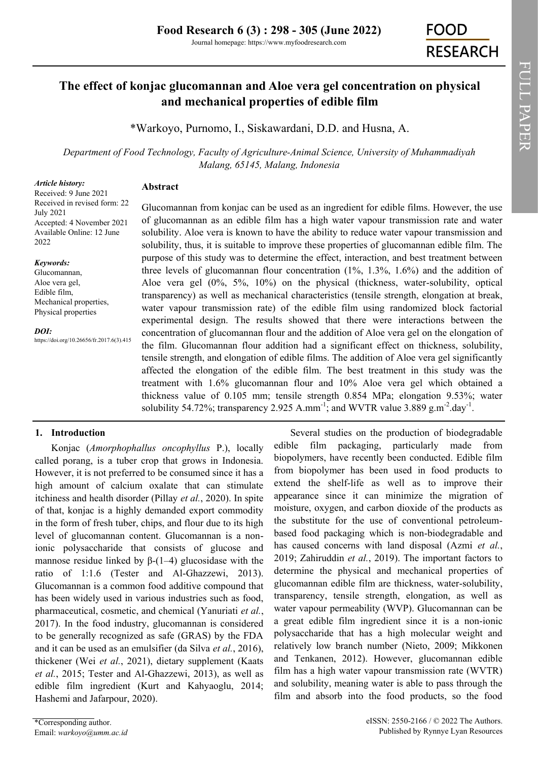# The effect of konjac glucomannan and Aloe vera gel concentration on physical and mechanical properties of edible film

*Warkoyo, Purnomo, I., Siskawardani, D.D. and Husna, A.

*Department of Food Technology, Faculty of Agriculture-Animal Science, University of Muhammadiyah Malang, 65145, Malang, Indonesia*

***Article history:***
Received: 9 June 2021
Received in revised form: 22 July 2021
Accepted: 4 November 2021
Available Online: 12 June 2022

***Keywords:***
Glucomannan,
Aloe vera gel,
Edible film,
Mechanical properties,
Physical properties

***DOI:***
https://doi.org/10.26656/fr.2017.6(3).415

## Abstract

Glucomannan from konjac can be used as an ingredient for edible films. However, the use of glucomannan as an edible film has a high water vapour transmission rate and water solubility. Aloe vera is known to have the ability to reduce water vapour transmission and solubility, thus, it is suitable to improve these properties of glucomannan edible film. The purpose of this study was to determine the effect, interaction, and best treatment between three levels of glucomannan flour concentration (1%, 1.3%, 1.6%) and the addition of Aloe vera gel (0%, 5%, 10%) on the physical (thickness, water-solubility, optical transparency) as well as mechanical characteristics (tensile strength, elongation at break, water vapour transmission rate) of the edible film using randomized block factorial experimental design. The results showed that there were interactions between the concentration of glucomannan flour and the addition of Aloe vera gel on the elongation of the film. Glucomannan flour addition had a significant effect on thickness, solubility, tensile strength, and elongation of edible films. The addition of Aloe vera gel significantly affected the elongation of the edible film. The best treatment in this study was the treatment with 1.6% glucomannan flour and 10% Aloe vera gel which obtained a thickness value of 0.105 mm; tensile strength 0.854 MPa; elongation 9.53%; water solubility 54.72%; transparency 2.925 $A.mm^{-1}$; and WVTR value 3.889 $g.m^{-2}.day^{-1}$.

## 1. Introduction

Konjac (*Amorphophallus oncophyllus* P.), locally called porang, is a tuber crop that grows in Indonesia. However, it is not preferred to be consumed since it has a high amount of calcium oxalate that can stimulate itchiness and health disorder (Pillay *et al.*, 2020). In spite of that, konjac is a highly demanded export commodity in the form of fresh tuber, chips, and flour due to its high level of glucomannan content. Glucomannan is a non-ionic polysaccharide that consists of glucose and mannose residue linked by β-(1–4) glucosidase with the ratio of 1:1.6 (Tester and Al-Ghazzewi, 2013). Glucomannan is a common food additive compound that has been widely used in various industries such as food, pharmaceutical, cosmetic, and chemical (Yanuriati *et al.*, 2017). In the food industry, glucomannan is considered to be generally recognized as safe (GRAS) by the FDA and it can be used as an emulsifier (da Silva *et al.*, 2016), thickener (Wei *et al.*, 2021), dietary supplement (Kaats *et al.*, 2015; Tester and Al-Ghazzewi, 2013), as well as edible film ingredient (Kurt and Kahyaoglu, 2014; Hashemi and Jafarpour, 2020).

Several studies on the production of biodegradable edible film packaging, particularly made from biopolymers, have recently been conducted. Edible film from biopolymer has been used in food products to extend the shelf-life as well as to improve their appearance since it can minimize the migration of moisture, oxygen, and carbon dioxide of the products as the substitute for the use of conventional petroleum-based food packaging which is non-biodegradable and has caused concerns with land disposal (Azmi *et al.*, 2019; Zahiruddin *et al.*, 2019). The important factors to determine the physical and mechanical properties of glucomannan edible film are thickness, water-solubility, transparency, tensile strength, elongation, as well as water vapour permeability (WVP). Glucomannan can be a great edible film ingredient since it is a non-ionic polysaccharide that has a high molecular weight and relatively low branch number (Nieto, 2009; Mikkonen and Tenkanen, 2012). However, glucomannan edible film has a high water vapour transmission rate (WVTR) and solubility, meaning water is able to pass through the film and absorb into the food products, so the food

*Corresponding author.
Email: *warkoyo@umm.ac.id*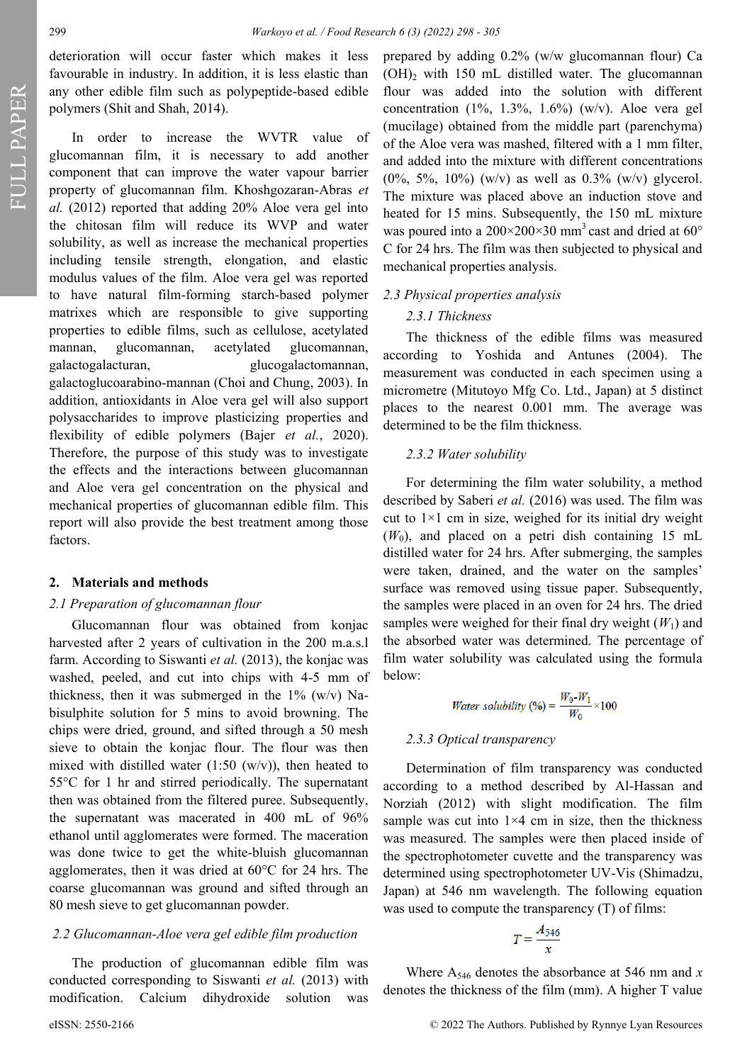deterioration will occur faster which makes it less favourable in industry. In addition, it is less elastic than any other edible film such as polypeptide-based edible polymers (Shit and Shah, 2014).

In order to increase the WVTR value of glucomannan film, it is necessary to add another component that can improve the water vapour barrier property of glucomannan film. Khoshgozaran-Abras *et al.* (2012) reported that adding 20% Aloe vera gel into the chitosan film will reduce its WVP and water solubility, as well as increase the mechanical properties including tensile strength, elongation, and elastic modulus values of the film. Aloe vera gel was reported to have natural film-forming starch-based polymer matrixes which are responsible to give supporting properties to edible films, such as cellulose, acetylated mannan, glucomannan, acetylated glucomannan, galactogalacturan, glucogalactomannan, galactoglucoarabino-mannan (Choi and Chung, 2003). In addition, antioxidants in Aloe vera gel will also support polysaccharides to improve plasticizing properties and flexibility of edible polymers (Bajer *et al.*, 2020). Therefore, the purpose of this study was to investigate the effects and the interactions between glucomannan and Aloe vera gel concentration on the physical and mechanical properties of glucomannan edible film. This report will also provide the best treatment among those factors.

## 2. Materials and methods

### *2.1 Preparation of glucomannan flour*

Glucomannan flour was obtained from konjac harvested after 2 years of cultivation in the 200 m.a.s.l farm. According to Siswanti *et al.* (2013), the konjac was washed, peeled, and cut into chips with 4-5 mm of thickness, then it was submerged in the 1% (w/v) Na-bisulphite solution for 5 mins to avoid browning. The chips were dried, ground, and sifted through a 50 mesh sieve to obtain the konjac flour. The flour was then mixed with distilled water (1:50 (w/v)), then heated to 55°C for 1 hr and stirred periodically. The supernatant then was obtained from the filtered puree. Subsequently, the supernatant was macerated in 400 mL of 96% ethanol until agglomerates were formed. The maceration was done twice to get the white-bluish glucomannan agglomerates, then it was dried at 60°C for 24 hrs. The coarse glucomannan was ground and sifted through an 80 mesh sieve to get glucomannan powder.

### *2.2 Glucomannan-Aloe vera gel edible film production*

The production of glucomannan edible film was conducted corresponding to Siswanti *et al.* (2013) with modification. Calcium dihydroxide solution was prepared by adding 0.2% (w/w glucomannan flour) $Ca(OH)_2$ with 150 mL distilled water. The glucomannan flour was added into the solution with different concentration (1%, 1.3%, 1.6%) (w/v). Aloe vera gel (mucilage) obtained from the middle part (parenchyma) of the Aloe vera was mashed, filtered with a 1 mm filter, and added into the mixture with different concentrations (0%, 5%, 10%) (w/v) as well as 0.3% (w/v) glycerol. The mixture was placed above an induction stove and heated for 15 mins. Subsequently, the 150 mL mixture was poured into a 200×200×30 $mm^3$ cast and dried at 60°C for 24 hrs. The film was then subjected to physical and mechanical properties analysis.

### *2.3 Physical properties analysis*

#### *2.3.1 Thickness*

The thickness of the edible films was measured according to Yoshida and Antunes (2004). The measurement was conducted in each specimen using a micrometre (Mitutoyo Mfg Co. Ltd., Japan) at 5 distinct places to the nearest 0.001 mm. The average was determined to be the film thickness.

#### *2.3.2 Water solubility*

For determining the film water solubility, a method described by Saberi *et al.* (2016) was used. The film was cut to 1×1 cm in size, weighed for its initial dry weight ($W_0$), and placed on a petri dish containing 15 mL distilled water for 24 hrs. After submerging, the samples were taken, drained, and the water on the samples' surface was removed using tissue paper. Subsequently, the samples were placed in an oven for 24 hrs. The dried samples were weighed for their final dry weight ($W_1$) and the absorbed water was determined. The percentage of film water solubility was calculated using the formula below:

$$Water\ solubility\ (\%) = \frac{W_0 - W_1}{W_0} \times 100$$

#### *2.3.3 Optical transparency*

Determination of film transparency was conducted according to a method described by Al-Hassan and Norziah (2012) with slight modification. The film sample was cut into 1×4 cm in size, then the thickness was measured. The samples were then placed inside of the spectrophotometer cuvette and the transparency was determined using spectrophotometer UV-Vis (Shimadzu, Japan) at 546 nm wavelength. The following equation was used to compute the transparency (T) of films:

$$T = \frac{A_{546}}{x}$$

Where $A_{546}$ denotes the absorbance at 546 nm and $x$ denotes the thickness of the film (mm). A higher T value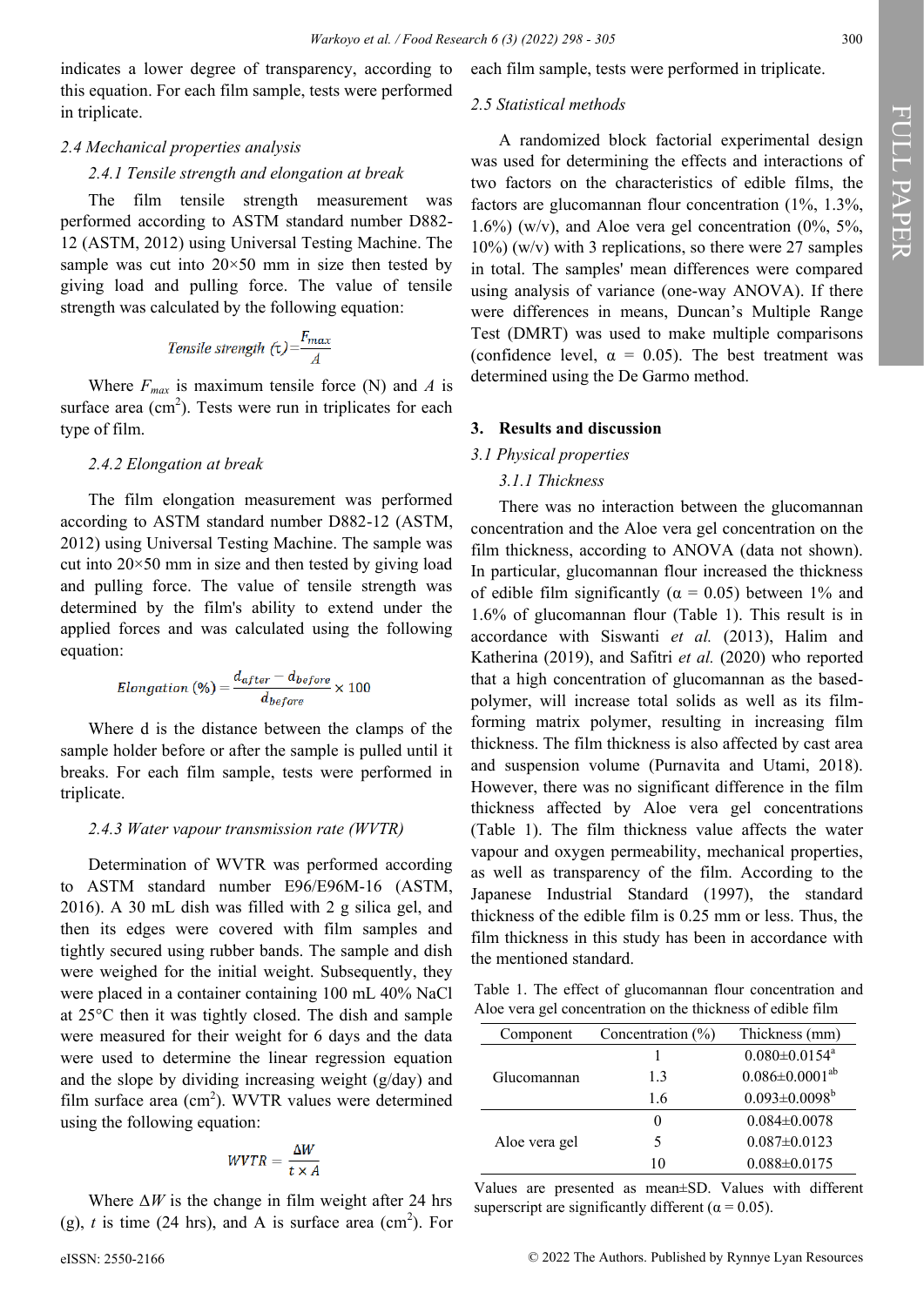indicates a lower degree of transparency, according to this equation. For each film sample, tests were performed in triplicate.

### 2.4 Mechanical properties analysis

#### 2.4.1 Tensile strength and elongation at break

The film tensile strength measurement was performed according to ASTM standard number D882-12 (ASTM, 2012) using Universal Testing Machine. The sample was cut into 20×50 mm in size then tested by giving load and pulling force. The value of tensile strength was calculated by the following equation:

$$Tensile\ strength\ (\tau) = \frac{F_{max}}{A}$$

Where $F_{max}$ is maximum tensile force (N) and $A$ is surface area (cm$^2$). Tests were run in triplicates for each type of film.

#### 2.4.2 Elongation at break

The film elongation measurement was performed according to ASTM standard number D882-12 (ASTM, 2012) using Universal Testing Machine. The sample was cut into 20×50 mm in size and then tested by giving load and pulling force. The value of tensile strength was determined by the film's ability to extend under the applied forces and was calculated using the following equation:

$$Elongation\ (\%) = \frac{d_{after} - d_{before}}{d_{before}} \times 100$$

Where d is the distance between the clamps of the sample holder before or after the sample is pulled until it breaks. For each film sample, tests were performed in triplicate.

#### 2.4.3 Water vapour transmission rate (WVTR)

Determination of WVTR was performed according to ASTM standard number E96/E96M-16 (ASTM, 2016). A 30 mL dish was filled with 2 g silica gel, and then its edges were covered with film samples and tightly secured using rubber bands. The sample and dish were weighed for the initial weight. Subsequently, they were placed in a container containing 100 mL 40% NaCl at 25°C then it was tightly closed. The dish and sample were measured for their weight for 6 days and the data were used to determine the linear regression equation and the slope by dividing increasing weight (g/day) and film surface area (cm$^2$). WVTR values were determined using the following equation:

$$WVTR = \frac{\Delta W}{t \times A}$$

Where $\Delta W$ is the change in film weight after 24 hrs (g), $t$ is time (24 hrs), and A is surface area (cm$^2$). For each film sample, tests were performed in triplicate.

### 2.5 Statistical methods

A randomized block factorial experimental design was used for determining the effects and interactions of two factors on the characteristics of edible films, the factors are glucomannan flour concentration (1%, 1.3%, 1.6%) (w/v), and Aloe vera gel concentration (0%, 5%, 10%) (w/v) with 3 replications, so there were 27 samples in total. The samples' mean differences were compared using analysis of variance (one-way ANOVA). If there were differences in means, Duncan's Multiple Range Test (DMRT) was used to make multiple comparisons (confidence level, α = 0.05). The best treatment was determined using the De Garmo method.

## 3. Results and discussion

### 3.1 Physical properties

#### 3.1.1 Thickness

There was no interaction between the glucomannan concentration and the Aloe vera gel concentration on the film thickness, according to ANOVA (data not shown). In particular, glucomannan flour increased the thickness of edible film significantly (α = 0.05) between 1% and 1.6% of glucomannan flour (Table 1). This result is in accordance with Siswanti *et al.* (2013), Halim and Katherina (2019), and Safitri *et al.* (2020) who reported that a high concentration of glucomannan as the based-polymer, will increase total solids as well as its film-forming matrix polymer, resulting in increasing film thickness. The film thickness is also affected by cast area and suspension volume (Purnavita and Utami, 2018). However, there was no significant difference in the film thickness affected by Aloe vera gel concentrations (Table 1). The film thickness value affects the water vapour and oxygen permeability, mechanical properties, as well as transparency of the film. According to the Japanese Industrial Standard (1997), the standard thickness of the edible film is 0.25 mm or less. Thus, the film thickness in this study has been in accordance with the mentioned standard.

Table 1. The effect of glucomannan flour concentration and Aloe vera gel concentration on the thickness of edible film

| Component | Concentration (%) | Thickness (mm) |
|---|---|---|
| Glucomannan | 1 | 0.080±0.0154[a] |
| | 1.3 | 0.086±0.0001[ab] |
| | 1.6 | 0.093±0.0098[b] |
| Aloe vera gel | 0 | 0.084±0.0078 |
| | 5 | 0.087±0.0123 |
| | 10 | 0.088±0.0175 |

Values are presented as mean±SD. Values with different superscript are significantly different (α = 0.05).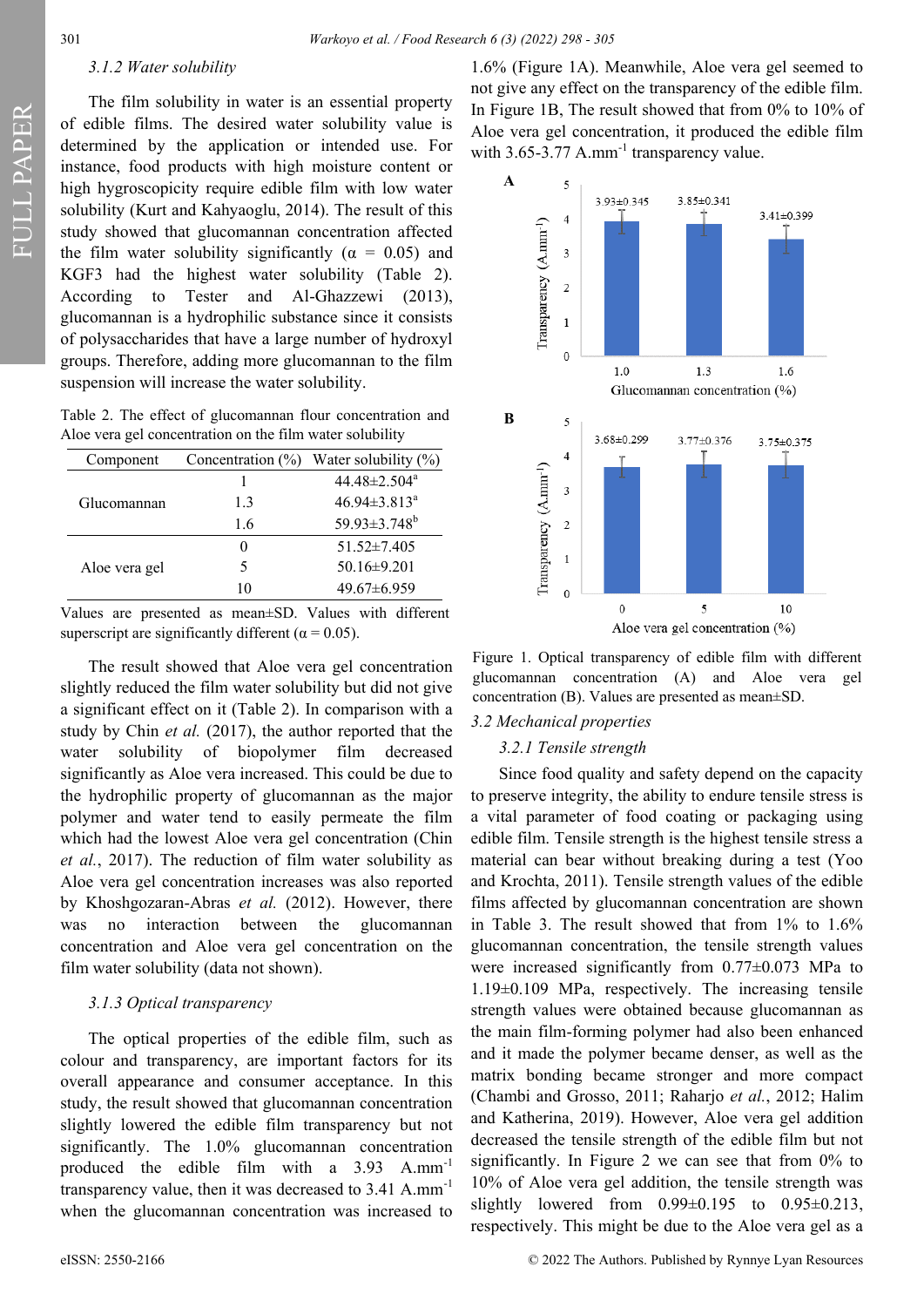### 3.1.2 Water solubility

The film solubility in water is an essential property of edible films. The desired water solubility value is determined by the application or intended use. For instance, food products with high moisture content or high hygroscopicity require edible film with low water solubility (Kurt and Kahyaoglu, 2014). The result of this study showed that glucomannan concentration affected the film water solubility significantly ($\alpha$ = 0.05) and KGF3 had the highest water solubility (Table 2). According to Tester and Al-Ghazzewi (2013), glucomannan is a hydrophilic substance since it consists of polysaccharides that have a large number of hydroxyl groups. Therefore, adding more glucomannan to the film suspension will increase the water solubility.

Table 2. The effect of glucomannan flour concentration and Aloe vera gel concentration on the film water solubility

| Component | Concentration (%) | Water solubility (%) |
|---|---|---|
| Glucomannan | 1 | 44.48±2.504[a] |
| | 1.3 | 46.94±3.813[a] |
| | 1.6 | 59.93±3.748[b] |
| Aloe vera gel | 0 | 51.52±7.405 |
| | 5 | 50.16±9.201 |
| | 10 | 49.67±6.959 |

Values are presented as mean±SD. Values with different superscript are significantly different ($\alpha$ = 0.05).

The result showed that Aloe vera gel concentration slightly reduced the film water solubility but did not give a significant effect on it (Table 2). In comparison with a study by Chin *et al.* (2017), the author reported that the water solubility of biopolymer film decreased significantly as Aloe vera increased. This could be due to the hydrophilic property of glucomannan as the major polymer and water tend to easily permeate the film which had the lowest Aloe vera gel concentration (Chin *et al.*, 2017). The reduction of film water solubility as Aloe vera gel concentration increases was also reported by Khoshgozaran-Abras *et al.* (2012). However, there was no interaction between the glucomannan concentration and Aloe vera gel concentration on the film water solubility (data not shown).

### 3.1.3 Optical transparency

The optical properties of the edible film, such as colour and transparency, are important factors for its overall appearance and consumer acceptance. In this study, the result showed that glucomannan concentration slightly lowered the edible film transparency but not significantly. The 1.0% glucomannan concentration produced the edible film with a 3.93 A.mm$^{-1}$ transparency value, then it was decreased to 3.41 A.mm$^{-1}$ when the glucomannan concentration was increased to 1.6% (Figure 1A). Meanwhile, Aloe vera gel seemed to not give any effect on the transparency of the edible film. In Figure 1B, The result showed that from 0% to 10% of Aloe vera gel concentration, it produced the edible film with 3.65-3.77 A.mm$^{-1}$ transparency value.

Figure 1. Optical transparency of edible film with different glucomannan concentration (A) and Aloe vera gel concentration (B). Values are presented as mean±SD.

## 3.2 Mechanical properties

### 3.2.1 Tensile strength

Since food quality and safety depend on the capacity to preserve integrity, the ability to endure tensile stress is a vital parameter of food coating or packaging using edible film. Tensile strength is the highest tensile stress a material can bear without breaking during a test (Yoo and Krochta, 2011). Tensile strength values of the edible films affected by glucomannan concentration are shown in Table 3. The result showed that from 1% to 1.6% glucomannan concentration, the tensile strength values were increased significantly from 0.77±0.073 MPa to 1.19±0.109 MPa, respectively. The increasing tensile strength values were obtained because glucomannan as the main film-forming polymer had also been enhanced and it made the polymer became denser, as well as the matrix bonding became stronger and more compact (Chambi and Grosso, 2011; Raharjo *et al.*, 2012; Halim and Katherina, 2019). However, Aloe vera gel addition decreased the tensile strength of the edible film but not significantly. In Figure 2 we can see that from 0% to 10% of Aloe vera gel addition, the tensile strength was slightly lowered from 0.99±0.195 to 0.95±0.213, respectively. This might be due to the Aloe vera gel as a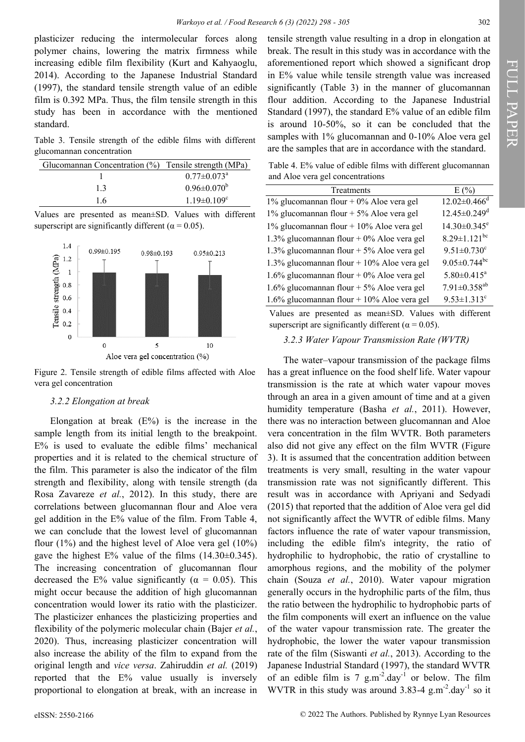plasticizer reducing the intermolecular forces along polymer chains, lowering the matrix firmness while increasing edible film flexibility (Kurt and Kahyaoglu, 2014). According to the Japanese Industrial Standard (1997), the standard tensile strength value of an edible film is 0.392 MPa. Thus, the film tensile strength in this study has been in accordance with the mentioned standard.

Table 3. Tensile strength of the edible films with different glucomannan concentration

| Glucomannan Concentration (%) | Tensile strength (MPa) |
|---|---|
| 1 | $0.77±0.073^{a}$ |
| 1.3 | $0.96±0.070^{b}$ |
| 1.6 | $1.19±0.109^{c}$ |

Values are presented as mean±SD. Values with different superscript are significantly different (α = 0.05).

Figure 2. Tensile strength of edible films affected with Aloe vera gel concentration

### 3.2.2 Elongation at break

Elongation at break (E%) is the increase in the sample length from its initial length to the breakpoint. E% is used to evaluate the edible films' mechanical properties and it is related to the chemical structure of the film. This parameter is also the indicator of the film strength and flexibility, along with tensile strength (da Rosa Zavareze *et al.*, 2012). In this study, there are correlations between glucomannan flour and Aloe vera gel addition in the E% value of the film. From Table 4, we can conclude that the lowest level of glucomannan flour (1%) and the highest level of Aloe vera gel (10%) gave the highest E% value of the films (14.30±0.345). The increasing concentration of glucomannan flour decreased the E% value significantly (α = 0.05). This might occur because the addition of high glucomannan concentration would lower its ratio with the plasticizer. The plasticizer enhances the plasticizing properties and flexibility of the polymeric molecular chain (Bajer *et al.*, 2020). Thus, increasing plasticizer concentration will also increase the ability of the film to expand from the original length and *vice versa*. Zahiruddin *et al.* (2019) reported that the E% value usually is inversely proportional to elongation at break, with an increase in tensile strength value resulting in a drop in elongation at break. The result in this study was in accordance with the aforementioned report which showed a significant drop in E% value while tensile strength value was increased significantly (Table 3) in the manner of glucomannan flour addition. According to the Japanese Industrial Standard (1997), the standard E% value of an edible film is around 10-50%, so it can be concluded that the samples with 1% glucomannan and 0-10% Aloe vera gel are the samples that are in accordance with the standard.

Table 4. E% value of edible films with different glucomannan and Aloe vera gel concentrations

| Treatments | E (%) |
|---|---|
| 1% glucomannan flour + 0% Aloe vera gel | $12.02±0.466^{d}$ |
| 1% glucomannan flour + 5% Aloe vera gel | $12.45±0.249^{d}$ |
| 1% glucomannan flour + 10% Aloe vera gel | $14.30±0.345^{e}$ |
| 1.3% glucomannan flour + 0% Aloe vera gel | $8.29±1.121^{bc}$ |
| 1.3% glucomannan flour + 5% Aloe vera gel | $9.51±0.730^{c}$ |
| 1.3% glucomannan flour + 10% Aloe vera gel | $9.05±0.744^{bc}$ |
| 1.6% glucomannan flour + 0% Aloe vera gel | $5.80±0.415^{a}$ |
| 1.6% glucomannan flour + 5% Aloe vera gel | $7.91±0.358^{ab}$ |
| 1.6% glucomannan flour + 10% Aloe vera gel | $9.53±1.313^{c}$ |

Values are presented as mean±SD. Values with different superscript are significantly different (α = 0.05).

### 3.2.3 Water Vapour Transmission Rate (WVTR)

The water–vapour transmission of the package films has a great influence on the food shelf life. Water vapour transmission is the rate at which water vapour moves through an area in a given amount of time and at a given humidity temperature (Basha *et al.*, 2011). However, there was no interaction between glucomannan and Aloe vera concentration in the film WVTR. Both parameters also did not give any effect on the film WVTR (Figure 3). It is assumed that the concentration addition between treatments is very small, resulting in the water vapour transmission rate was not significantly different. This result was in accordance with Apriyani and Sedyadi (2015) that reported that the addition of Aloe vera gel did not significantly affect the WVTR of edible films. Many factors influence the rate of water vapour transmission, including the edible film's integrity, the ratio of hydrophilic to hydrophobic, the ratio of crystalline to amorphous regions, and the mobility of the polymer chain (Souza *et al.*, 2010). Water vapour migration generally occurs in the hydrophilic parts of the film, thus the ratio between the hydrophilic to hydrophobic parts of the film components will exert an influence on the value of the water vapour transmission rate. The greater the hydrophobic, the lower the water vapour transmission rate of the film (Siswanti *et al.*, 2013). According to the Japanese Industrial Standard (1997), the standard WVTR of an edible film is 7 $g.m^{-2}.day^{-1}$ or below. The film WVTR in this study was around 3.83-4 $g.m^{-2}.day^{-1}$ so it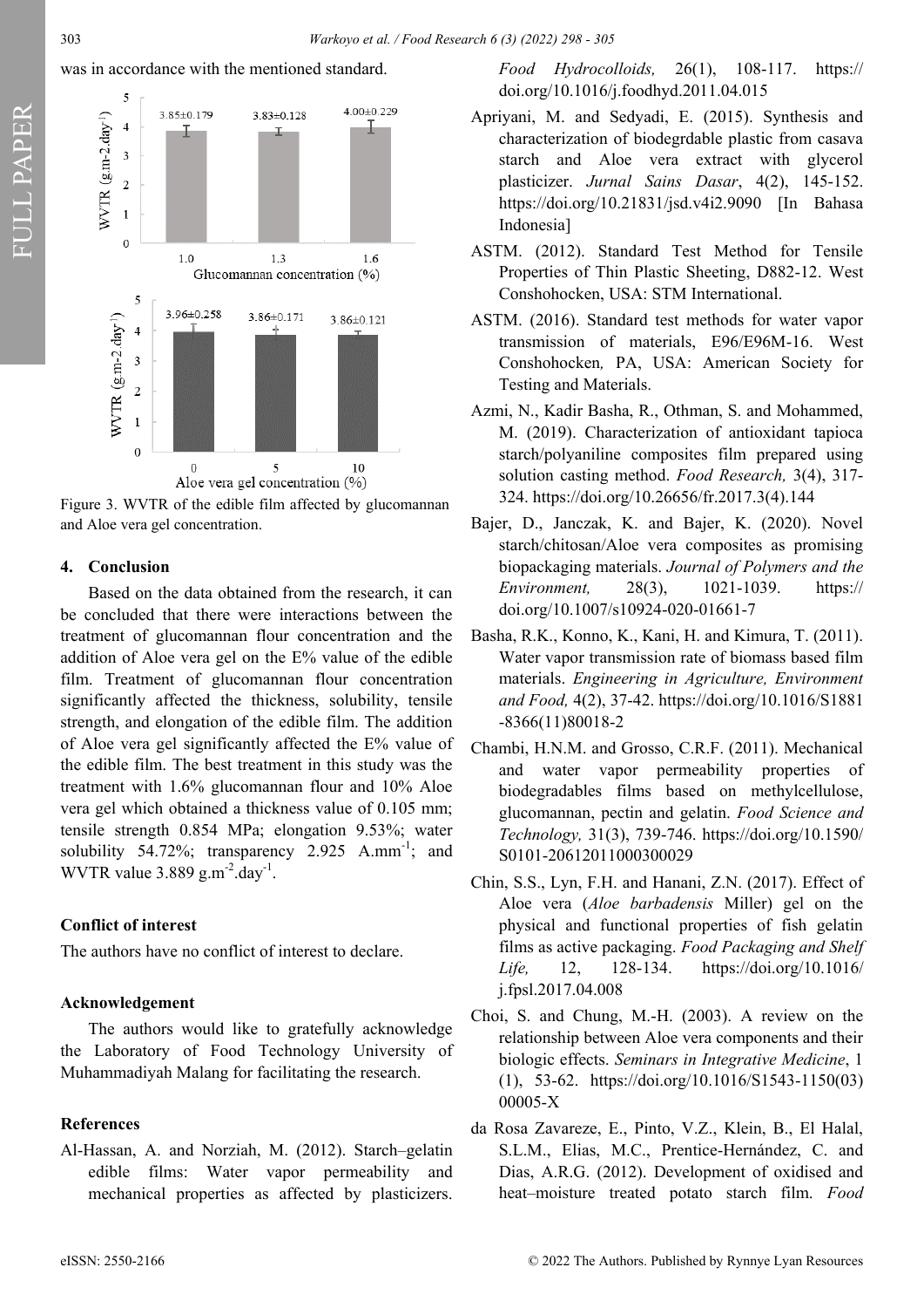was in accordance with the mentioned standard.

Figure 3. WVTR of the edible film affected by glucomannan and Aloe vera gel concentration.

## 4. Conclusion

Based on the data obtained from the research, it can be concluded that there were interactions between the treatment of glucomannan flour concentration and the addition of Aloe vera gel on the E% value of the edible film. Treatment of glucomannan flour concentration significantly affected the thickness, solubility, tensile strength, and elongation of the edible film. The addition of Aloe vera gel significantly affected the E% value of the edible film. The best treatment in this study was the treatment with 1.6% glucomannan flour and 10% Aloe vera gel which obtained a thickness value of 0.105 mm; tensile strength 0.854 MPa; elongation 9.53%; water solubility 54.72%; transparency 2.925 $A.mm^{-1}$; and WVTR value 3.889 $g.m^{-2}.day^{-1}$.

### Conflict of interest

The authors have no conflict of interest to declare.

### Acknowledgement

The authors would like to gratefully acknowledge the Laboratory of Food Technology University of Muhammadiyah Malang for facilitating the research.

### References

Al-Hassan, A. and Norziah, M. (2012). Starch–gelatin edible films: Water vapor permeability and mechanical properties as affected by plasticizers. *Food Hydrocolloids,* 26(1), 108-117. https://doi.org/10.1016/j.foodhyd.2011.04.015

Apriyani, M. and Sedyadi, E. (2015). Synthesis and characterization of biodegrdable plastic from casava starch and Aloe vera extract with glycerol plasticizer. *Jurnal Sains Dasar*, 4(2), 145-152. https://doi.org/10.21831/jsd.v4i2.9090 [In Bahasa Indonesia]

ASTM. (2012). Standard Test Method for Tensile Properties of Thin Plastic Sheeting, D882-12. West Conshohocken, USA: STM International.

ASTM. (2016). Standard test methods for water vapor transmission of materials, E96/E96M-16. West Conshohocken, PA, USA: American Society for Testing and Materials.

Azmi, N., Kadir Basha, R., Othman, S. and Mohammed, M. (2019). Characterization of antioxidant tapioca starch/polyaniline composites film prepared using solution casting method. *Food Research,* 3(4), 317-324. https://doi.org/10.26656/fr.2017.3(4).144

Bajer, D., Janczak, K. and Bajer, K. (2020). Novel starch/chitosan/Aloe vera composites as promising biopackaging materials. *Journal of Polymers and the Environment,* 28(3), 1021-1039. https://doi.org/10.1007/s10924-020-01661-7

Basha, R.K., Konno, K., Kani, H. and Kimura, T. (2011). Water vapor transmission rate of biomass based film materials. *Engineering in Agriculture, Environment and Food,* 4(2), 37-42. https://doi.org/10.1016/S1881-8366(11)80018-2

Chambi, H.N.M. and Grosso, C.R.F. (2011). Mechanical and water vapor permeability properties of biodegradables films based on methylcellulose, glucomannan, pectin and gelatin. *Food Science and Technology,* 31(3), 739-746. https://doi.org/10.1590/S0101-20612011000300029

Chin, S.S., Lyn, F.H. and Hanani, Z.N. (2017). Effect of Aloe vera (*Aloe barbadensis* Miller) gel on the physical and functional properties of fish gelatin films as active packaging. *Food Packaging and Shelf Life,* 12, 128-134. https://doi.org/10.1016/j.fpsl.2017.04.008

Choi, S. and Chung, M.-H. (2003). A review on the relationship between Aloe vera components and their biologic effects. *Seminars in Integrative Medicine*, 1 (1), 53-62. https://doi.org/10.1016/S1543-1150(03)00005-X

da Rosa Zavareze, E., Pinto, V.Z., Klein, B., El Halal, S.L.M., Elias, M.C., Prentice-Hernández, C. and Dias, A.R.G. (2012). Development of oxidised and heat–moisture treated potato starch film. *Food*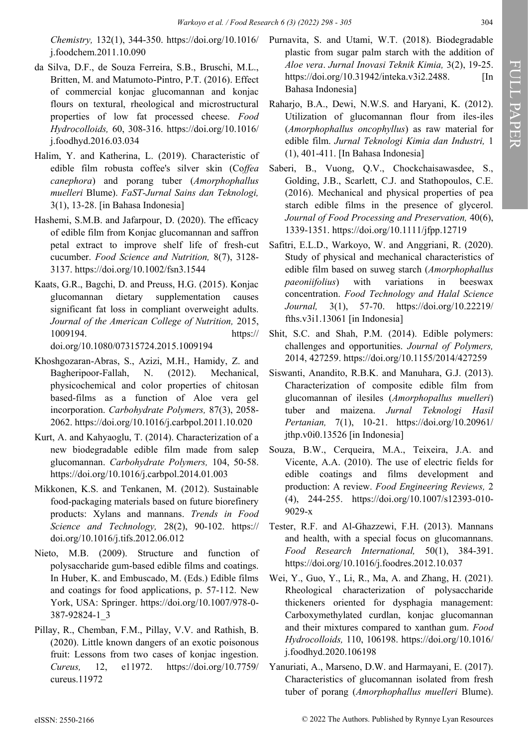*Chemistry,* 132(1), 344-350. https://doi.org/10.1016/j.foodchem.2011.10.090

da Silva, D.F., de Souza Ferreira, S.B., Bruschi, M.L., Britten, M. and Matumoto-Pintro, P.T. (2016). Effect of commercial konjac glucomannan and konjac flours on textural, rheological and microstructural properties of low fat processed cheese. *Food Hydrocolloids,* 60, 308-316. https://doi.org/10.1016/j.foodhyd.2016.03.034

Halim, Y. and Katherina, L. (2019). Characteristic of edible film robusta coffee's silver skin (*Coffea canephora*) and porang tuber (*Amorphophallus muelleri* Blume). *FaST-Jurnal Sains dan Teknologi,* 3(1), 13-28. [in Bahasa Indonesia]

Hashemi, S.M.B. and Jafarpour, D. (2020). The efficacy of edible film from Konjac glucomannan and saffron petal extract to improve shelf life of fresh-cut cucumber. *Food Science and Nutrition,* 8(7), 3128-3137. https://doi.org/10.1002/fsn3.1544

Kaats, G.R., Bagchi, D. and Preuss, H.G. (2015). Konjac glucomannan dietary supplementation causes significant fat loss in compliant overweight adults. *Journal of the American College of Nutrition,* 2015, 1009194. https://doi.org/10.1080/07315724.2015.1009194

Khoshgozaran-Abras, S., Azizi, M.H., Hamidy, Z. and Bagheripoor-Fallah, N. (2012). Mechanical, physicochemical and color properties of chitosan based-films as a function of Aloe vera gel incorporation. *Carbohydrate Polymers,* 87(3), 2058-2062. https://doi.org/10.1016/j.carbpol.2011.10.020

Kurt, A. and Kahyaoglu, T. (2014). Characterization of a new biodegradable edible film made from salep glucomannan. *Carbohydrate Polymers,* 104, 50-58. https://doi.org/10.1016/j.carbpol.2014.01.003

Mikkonen, K.S. and Tenkanen, M. (2012). Sustainable food-packaging materials based on future biorefinery products: Xylans and mannans. *Trends in Food Science and Technology,* 28(2), 90-102. https://doi.org/10.1016/j.tifs.2012.06.012

Nieto, M.B. (2009). Structure and function of polysaccharide gum-based edible films and coatings. In Huber, K. and Embuscado, M. (Eds.) Edible films and coatings for food applications, p. 57-112. New York, USA: Springer. https://doi.org/10.1007/978-0-387-92824-1_3

Pillay, R., Chemban, F.M., Pillay, V.V. and Rathish, B. (2020). Little known dangers of an exotic poisonous fruit: Lessons from two cases of konjac ingestion. *Cureus,* 12, e11972. https://doi.org/10.7759/cureus.11972

Purnavita, S. and Utami, W.T. (2018). Biodegradable plastic from sugar palm starch with the addition of *Aloe vera*. *Jurnal Inovasi Teknik Kimia,* 3(2), 19-25. https://doi.org/10.31942/inteka.v3i2.2488. [In Bahasa Indonesia]

Raharjo, B.A., Dewi, N.W.S. and Haryani, K. (2012). Utilization of glucomannan flour from iles-iles (*Amorphophallus oncophyllus*) as raw material for edible film. *Jurnal Teknologi Kimia dan Industri,* 1 (1), 401-411. [In Bahasa Indonesia]

Saberi, B., Vuong, Q.V., Chockchaisawasdee, S., Golding, J.B., Scarlett, C.J. and Stathopoulos, C.E. (2016). Mechanical and physical properties of pea starch edible films in the presence of glycerol. *Journal of Food Processing and Preservation,* 40(6), 1339-1351. https://doi.org/10.1111/jfpp.12719

Safitri, E.L.D., Warkoyo, W. and Anggriani, R. (2020). Study of physical and mechanical characteristics of edible film based on suweg starch (*Amorphophallus paeoniifolius*) with variations in beeswax concentration. *Food Technology and Halal Science Journal,* 3(1), 57-70. https://doi.org/10.22219/fths.v3i1.13061 [in Indonesia]

Shit, S.C. and Shah, P.M. (2014). Edible polymers: challenges and opportunities. *Journal of Polymers,* 2014, 427259. https://doi.org/10.1155/2014/427259

Siswanti, Anandito, R.B.K. and Manuhara, G.J. (2013). Characterization of composite edible film from glucomannan of ilesiles (*Amorphopallus muelleri*) tuber and maizena. *Jurnal Teknologi Hasil Pertanian,* 7(1), 10-21. https://doi.org/10.20961/jthp.v0i0.13526 [in Indonesia]

Souza, B.W., Cerqueira, M.A., Teixeira, J.A. and Vicente, A.A. (2010). The use of electric fields for edible coatings and films development and production: A review. *Food Engineering Reviews,* 2 (4), 244-255. https://doi.org/10.1007/s12393-010-9029-x

Tester, R.F. and Al-Ghazzewi, F.H. (2013). Mannans and health, with a special focus on glucomannans. *Food Research International,* 50(1), 384-391. https://doi.org/10.1016/j.foodres.2012.10.037

Wei, Y., Guo, Y., Li, R., Ma, A. and Zhang, H. (2021). Rheological characterization of polysaccharide thickeners oriented for dysphagia management: Carboxymethylated curdlan, konjac glucomannan and their mixtures compared to xanthan gum. *Food Hydrocolloids,* 110, 106198. https://doi.org/10.1016/j.foodhyd.2020.106198

Yanuriati, A., Marseno, D.W. and Harmayani, E. (2017). Characteristics of glucomannan isolated from fresh tuber of porang (*Amorphophallus muelleri* Blume).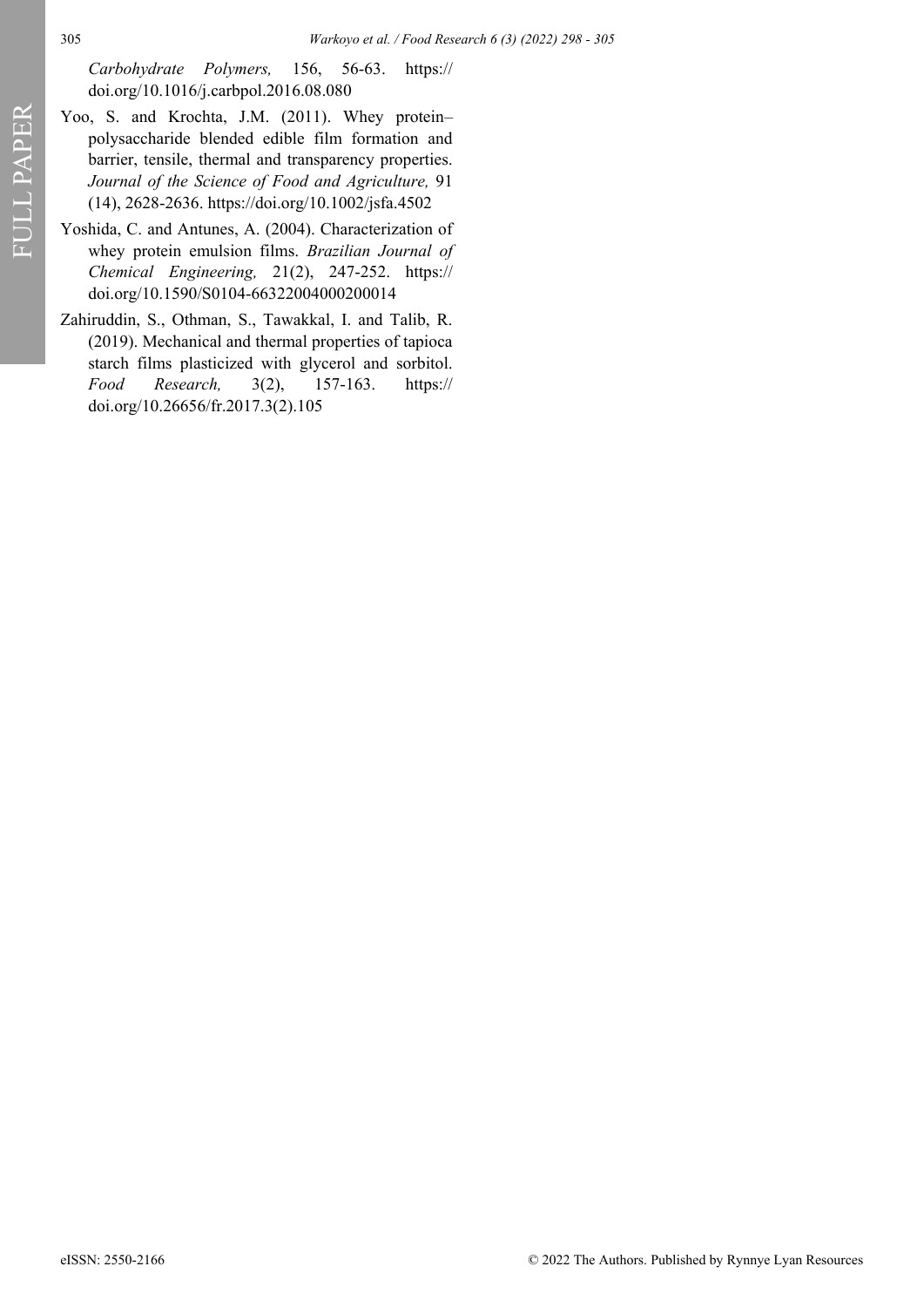*Carbohydrate Polymers,* 156, 56-63. https://doi.org/10.1016/j.carbpol.2016.08.080

Yoo, S. and Krochta, J.M. (2011). Whey protein–polysaccharide blended edible film formation and barrier, tensile, thermal and transparency properties. *Journal of the Science of Food and Agriculture,* 91 (14), 2628-2636. https://doi.org/10.1002/jsfa.4502

Yoshida, C. and Antunes, A. (2004). Characterization of whey protein emulsion films. *Brazilian Journal of Chemical Engineering,* 21(2), 247-252. https://doi.org/10.1590/S0104-66322004000200014

Zahiruddin, S., Othman, S., Tawakkal, I. and Talib, R. (2019). Mechanical and thermal properties of tapioca starch films plasticized with glycerol and sorbitol. *Food Research,* 3(2), 157-163. https://doi.org/10.26656/fr.2017.3(2).105